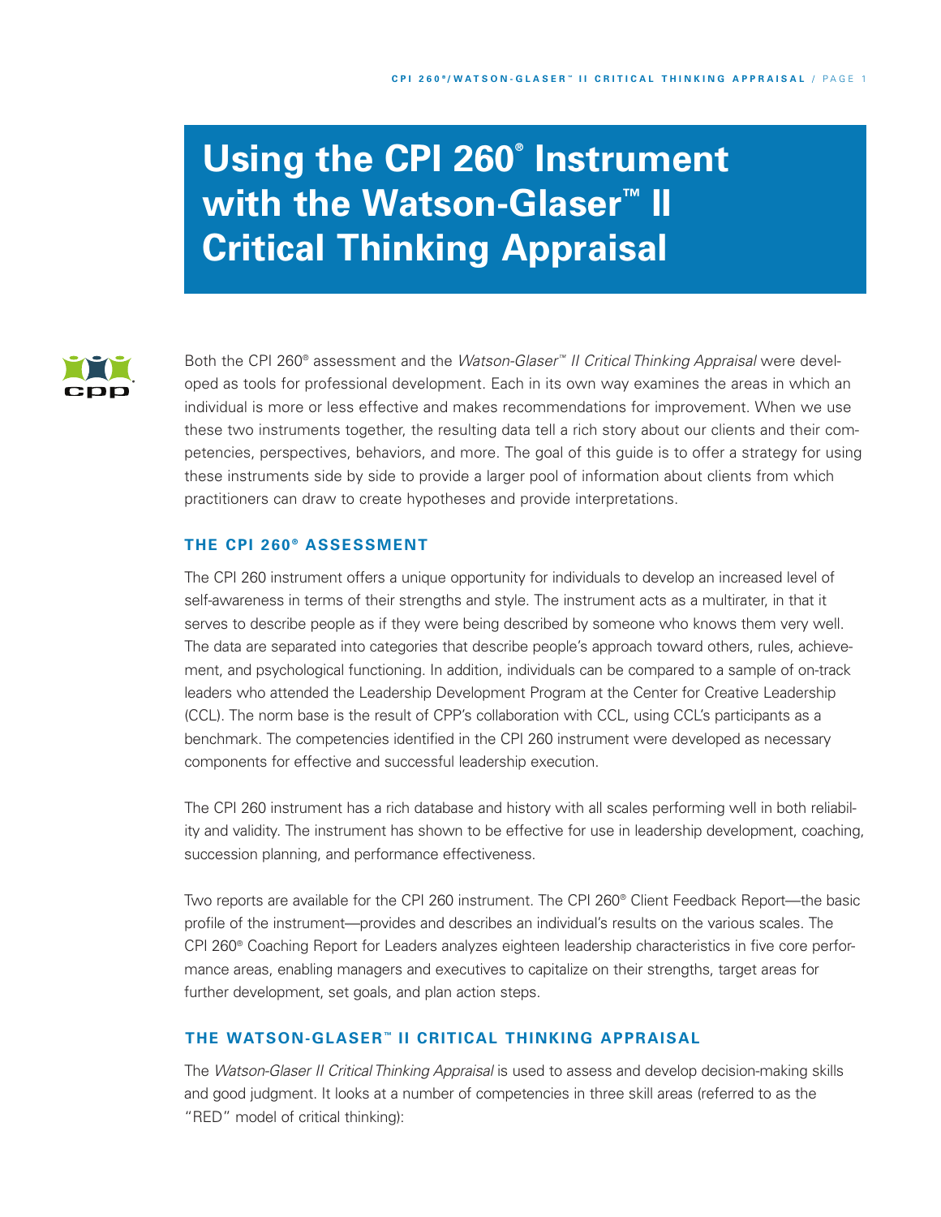# Using the CPI 260® Instrument with the Watson-Glaser™ II Critical Thinking Appraisal

Both the CPI 260® assessment and the *Watson-Glaser™ II Critical Thinking Appraisal* were developed as tools for professional development. Each in its own way examines the areas in which an individual is more or less effective and makes recommendations for improvement. When we use these two instruments together, the resulting data tell a rich story about our clients and their competencies, perspectives, behaviors, and more. The goal of this guide is to offer a strategy for using these instruments side by side to provide a larger pool of information about clients from which practitioners can draw to create hypotheses and provide interpretations.

## THE CPI 260® ASSESSMENT

The CPI 260 instrument offers a unique opportunity for individuals to develop an increased level of self-awareness in terms of their strengths and style. The instrument acts as a multirater, in that it serves to describe people as if they were being described by someone who knows them very well. The data are separated into categories that describe people's approach toward others, rules, achievement, and psychological functioning. In addition, individuals can be compared to a sample of on-track leaders who attended the Leadership Development Program at the Center for Creative Leadership (CCL). The norm base is the result of CPP's collaboration with CCL, using CCL's participants as a benchmark. The competencies identified in the CPI 260 instrument were developed as necessary components for effective and successful leadership execution.

The CPI 260 instrument has a rich database and history with all scales performing well in both reliability and validity. The instrument has shown to be effective for use in leadership development, coaching, succession planning, and performance effectiveness.

Two reports are available for the CPI 260 instrument. The CPI 260® Client Feedback Report—the basic profile of the instrument—provides and describes an individual's results on the various scales. The CPI 260® Coaching Report for Leaders analyzes eighteen leadership characteristics in five core performance areas, enabling managers and executives to capitalize on their strengths, target areas for further development, set goals, and plan action steps.

## THE WATSON-GLASER™ II CRITICAL THINKING APPRAISAL

The *Watson-Glaser II Critical Thinking Appraisal* is used to assess and develop decision-making skills and good judgment. It looks at a number of competencies in three skill areas (referred to as the "RED" model of critical thinking):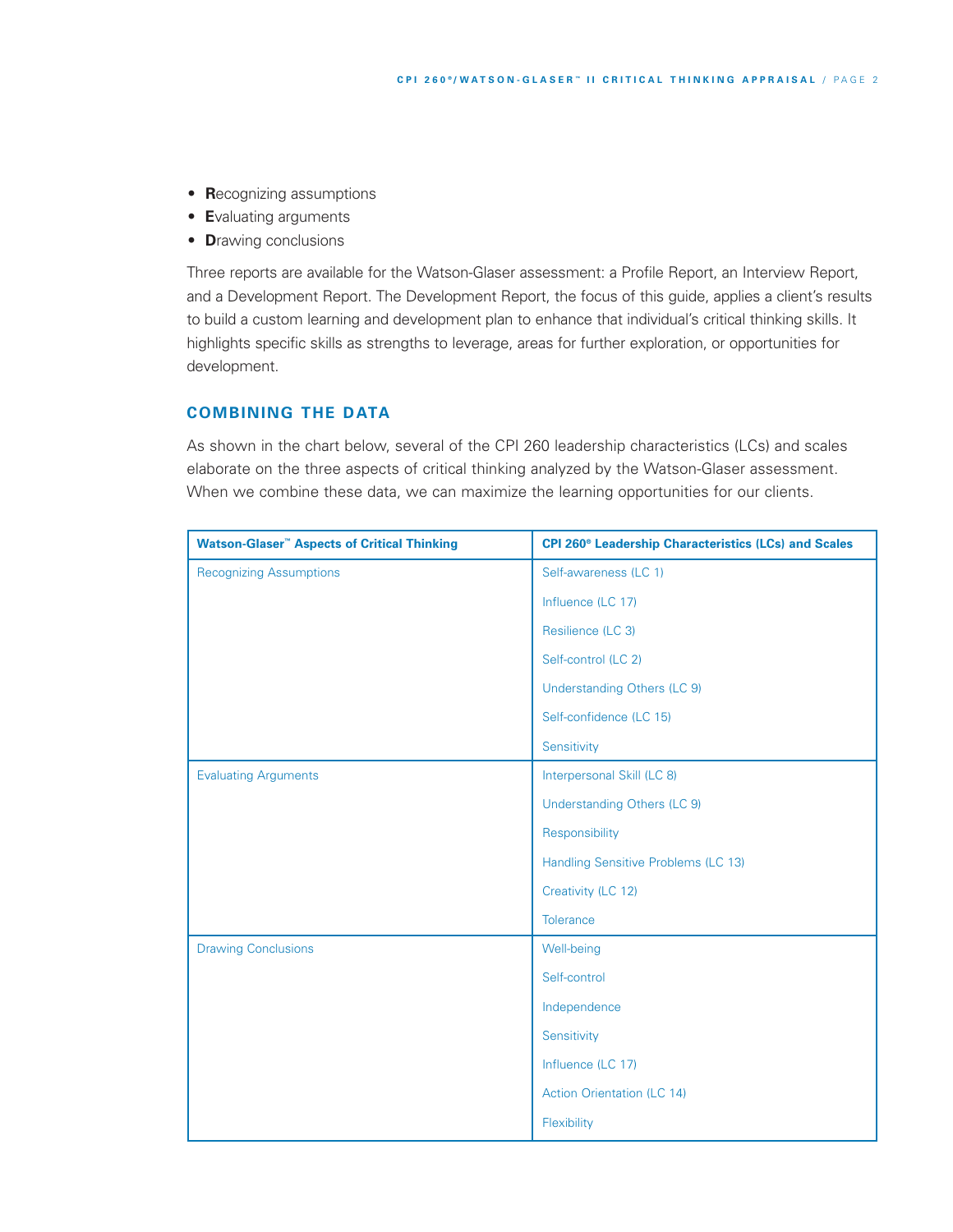- **R**ecognizing assumptions
- **E**valuating arguments
- **D**rawing conclusions

Three reports are available for the Watson-Glaser assessment: a Profile Report, an Interview Report, and a Development Report. The Development Report, the focus of this guide, applies a client's results to build a custom learning and development plan to enhance that individual's critical thinking skills. It highlights specific skills as strengths to leverage, areas for further exploration, or opportunities for development.

## COMBINING THE DATA

As shown in the chart below, several of the CPI 260 leadership characteristics (LCs) and scales elaborate on the three aspects of critical thinking analyzed by the Watson-Glaser assessment. When we combine these data, we can maximize the learning opportunities for our clients.

| Watson-Glaser™ Aspects of Critical Thinking | CPI 260® Leadership Characteristics (LCs) and Scales |
|---|---|
| Recognizing Assumptions | Self-awareness (LC 1) |
| | Influence (LC 17) |
| | Resilience (LC 3) |
| | Self-control (LC 2) |
| | Understanding Others (LC 9) |
| | Self-confidence (LC 15) |
| | Sensitivity |
| Evaluating Arguments | Interpersonal Skill (LC 8) |
| | Understanding Others (LC 9) |
| | Responsibility |
| | Handling Sensitive Problems (LC 13) |
| | Creativity (LC 12) |
| | Tolerance |
| Drawing Conclusions | Well-being |
| | Self-control |
| | Independence |
| | Sensitivity |
| | Influence (LC 17) |
| | Action Orientation (LC 14) |
| | Flexibility |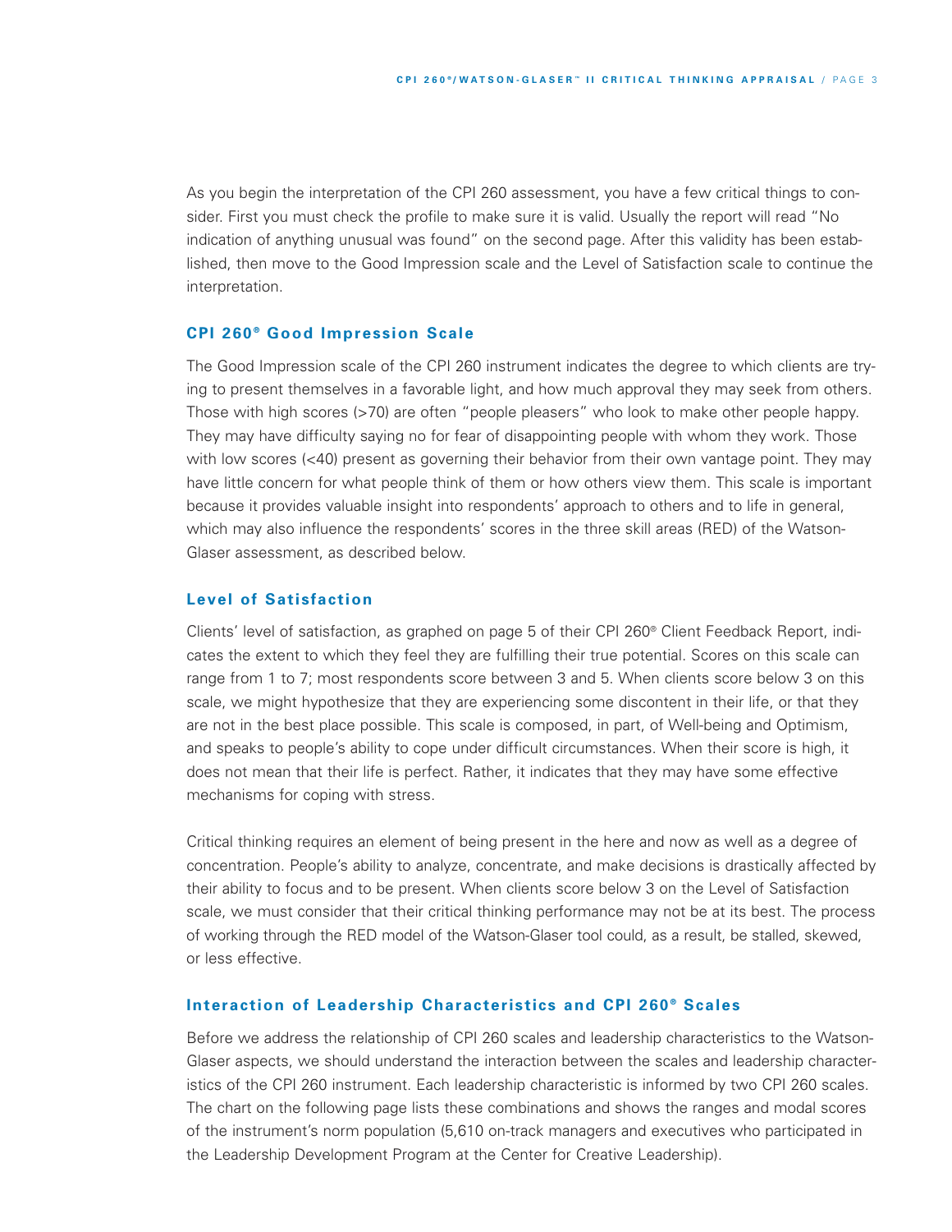As you begin the interpretation of the CPI 260 assessment, you have a few critical things to consider. First you must check the profile to make sure it is valid. Usually the report will read "No indication of anything unusual was found" on the second page. After this validity has been established, then move to the Good Impression scale and the Level of Satisfaction scale to continue the interpretation.

### CPI 260® Good Impression Scale

The Good Impression scale of the CPI 260 instrument indicates the degree to which clients are trying to present themselves in a favorable light, and how much approval they may seek from others. Those with high scores (>70) are often "people pleasers" who look to make other people happy. They may have difficulty saying no for fear of disappointing people with whom they work. Those with low scores (<40) present as governing their behavior from their own vantage point. They may have little concern for what people think of them or how others view them. This scale is important because it provides valuable insight into respondents' approach to others and to life in general, which may also influence the respondents' scores in the three skill areas (RED) of the Watson-Glaser assessment, as described below.

### Level of Satisfaction

Clients' level of satisfaction, as graphed on page 5 of their CPI 260® Client Feedback Report, indicates the extent to which they feel they are fulfilling their true potential. Scores on this scale can range from 1 to 7; most respondents score between 3 and 5. When clients score below 3 on this scale, we might hypothesize that they are experiencing some discontent in their life, or that they are not in the best place possible. This scale is composed, in part, of Well-being and Optimism, and speaks to people's ability to cope under difficult circumstances. When their score is high, it does not mean that their life is perfect. Rather, it indicates that they may have some effective mechanisms for coping with stress.

Critical thinking requires an element of being present in the here and now as well as a degree of concentration. People's ability to analyze, concentrate, and make decisions is drastically affected by their ability to focus and to be present. When clients score below 3 on the Level of Satisfaction scale, we must consider that their critical thinking performance may not be at its best. The process of working through the RED model of the Watson-Glaser tool could, as a result, be stalled, skewed, or less effective.

### Interaction of Leadership Characteristics and CPI 260® Scales

Before we address the relationship of CPI 260 scales and leadership characteristics to the Watson-Glaser aspects, we should understand the interaction between the scales and leadership characteristics of the CPI 260 instrument. Each leadership characteristic is informed by two CPI 260 scales. The chart on the following page lists these combinations and shows the ranges and modal scores of the instrument's norm population (5,610 on-track managers and executives who participated in the Leadership Development Program at the Center for Creative Leadership).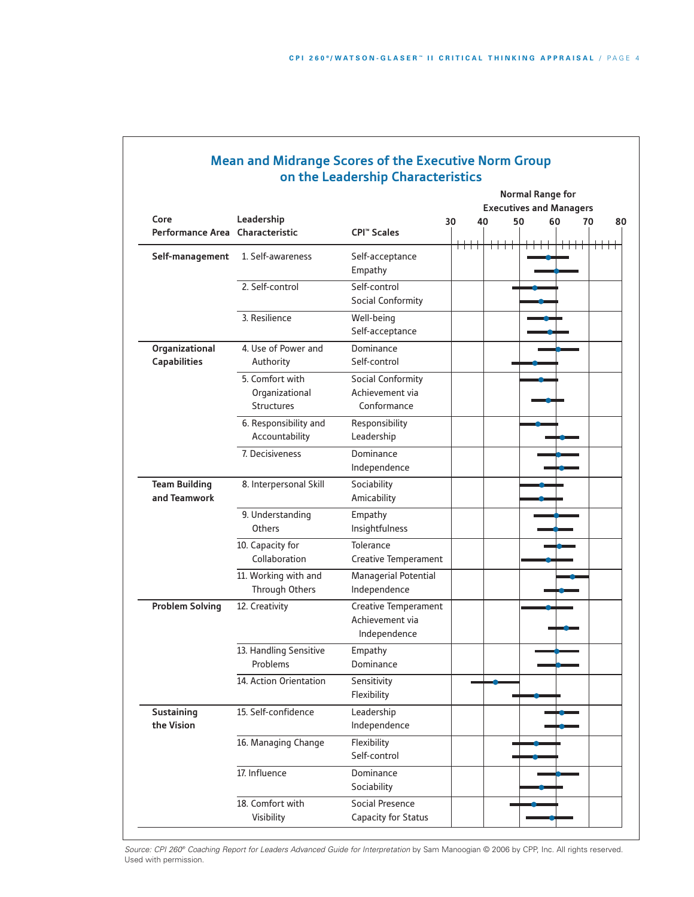## Mean and Midrange Scores of the Executive Norm Group on the Leadership Characteristics

| Core Performance Area | Leadership Characteristic | CPI™ Scales |
|---|---|---|
| **Self-management** | 1. Self-awareness | Self-acceptance<br>Empathy |
| | 2. Self-control | Self-control<br>Social Conformity |
| | 3. Resilience | Well-being<br>Self-acceptance |
| **Organizational Capabilities** | 4. Use of Power and Authority | Dominance<br>Self-control |
| | 5. Comfort with Organizational Structures | Social Conformity<br>Achievement via Conformance |
| | 6. Responsibility and Accountability | Responsibility<br>Leadership |
| | 7. Decisiveness | Dominance<br>Independence |
| **Team Building and Teamwork** | 8. Interpersonal Skill | Sociability<br>Amicability |
| | 9. Understanding Others | Empathy<br>Insightfulness |
| | 10. Capacity for Collaboration | Tolerance<br>Creative Temperament |
| | 11. Working with and Through Others | Managerial Potential<br>Independence |
| **Problem Solving** | 12. Creativity | Creative Temperament<br>Achievement via Independence |
| | 13. Handling Sensitive Problems | Empathy<br>Dominance |
| | 14. Action Orientation | Sensitivity<br>Flexibility |
| **Sustaining the Vision** | 15. Self-confidence | Leadership<br>Independence |
| | 16. Managing Change | Flexibility<br>Self-control |
| | 17. Influence | Dominance<br>Sociability |
| | 18. Comfort with Visibility | Social Presence<br>Capacity for Status |

Normal Range for Executives and Managers: 30 40 50 60 70 80

*Source: CPI 260® Coaching Report for Leaders Advanced Guide for Interpretation* by Sam Manoogian © 2006 by CPP, Inc. All rights reserved. Used with permission.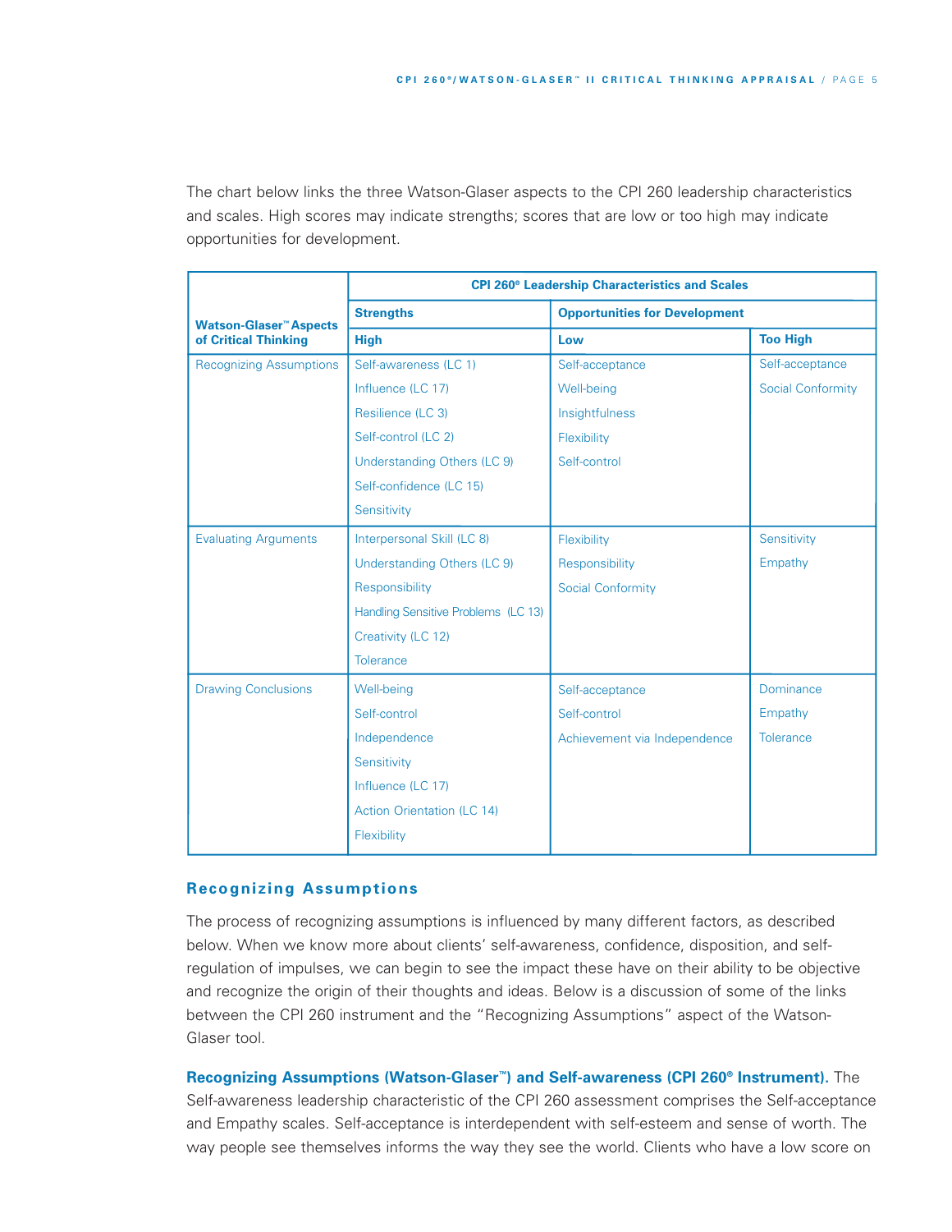The chart below links the three Watson-Glaser aspects to the CPI 260 leadership characteristics and scales. High scores may indicate strengths; scores that are low or too high may indicate opportunities for development.

| Watson-Glaser™ Aspects of Critical Thinking | CPI 260® Leadership Characteristics and Scales | | |
|---|---|---|---|
| | **Strengths** | **Opportunities for Development** | |
| | **High** | **Low** | **Too High** |
| Recognizing Assumptions | Self-awareness (LC 1)<br>Influence (LC 17)<br>Resilience (LC 3)<br>Self-control (LC 2)<br>Understanding Others (LC 9)<br>Self-confidence (LC 15)<br>Sensitivity | Self-acceptance<br>Well-being<br>Insightfulness<br>Flexibility<br>Self-control | Self-acceptance<br>Social Conformity |
| Evaluating Arguments | Interpersonal Skill (LC 8)<br>Understanding Others (LC 9)<br>Responsibility<br>Handling Sensitive Problems (LC 13)<br>Creativity (LC 12)<br>Tolerance | Flexibility<br>Responsibility<br>Social Conformity | Sensitivity<br>Empathy |
| Drawing Conclusions | Well-being<br>Self-control<br>Independence<br>Sensitivity<br>Influence (LC 17)<br>Action Orientation (LC 14)<br>Flexibility | Self-acceptance<br>Self-control<br>Achievement via Independence | Dominance<br>Empathy<br>Tolerance |

## Recognizing Assumptions

The process of recognizing assumptions is influenced by many different factors, as described below. When we know more about clients' self-awareness, confidence, disposition, and self-regulation of impulses, we can begin to see the impact these have on their ability to be objective and recognize the origin of their thoughts and ideas. Below is a discussion of some of the links between the CPI 260 instrument and the "Recognizing Assumptions" aspect of the Watson-Glaser tool.

**Recognizing Assumptions (Watson-Glaser™) and Self-awareness (CPI 260® Instrument).** The Self-awareness leadership characteristic of the CPI 260 assessment comprises the Self-acceptance and Empathy scales. Self-acceptance is interdependent with self-esteem and sense of worth. The way people see themselves informs the way they see the world. Clients who have a low score on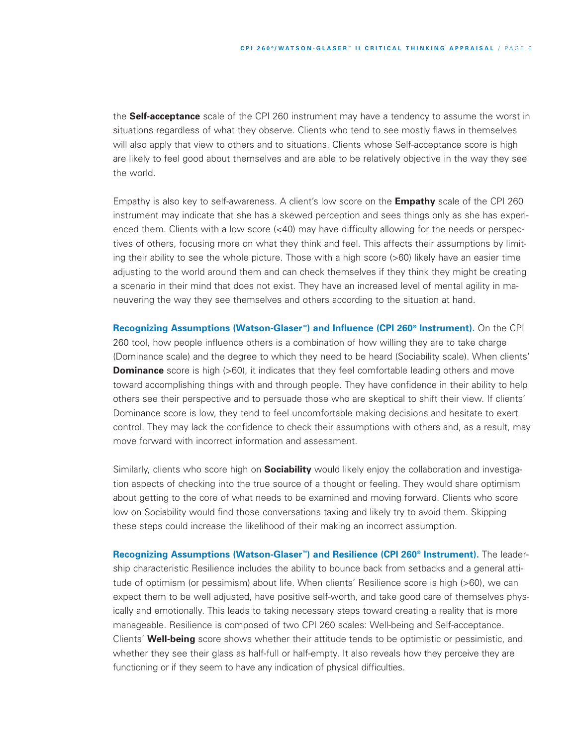the **Self-acceptance** scale of the CPI 260 instrument may have a tendency to assume the worst in situations regardless of what they observe. Clients who tend to see mostly flaws in themselves will also apply that view to others and to situations. Clients whose Self-acceptance score is high are likely to feel good about themselves and are able to be relatively objective in the way they see the world.

Empathy is also key to self-awareness. A client's low score on the **Empathy** scale of the CPI 260 instrument may indicate that she has a skewed perception and sees things only as she has experienced them. Clients with a low score (<40) may have difficulty allowing for the needs or perspectives of others, focusing more on what they think and feel. This affects their assumptions by limiting their ability to see the whole picture. Those with a high score (>60) likely have an easier time adjusting to the world around them and can check themselves if they think they might be creating a scenario in their mind that does not exist. They have an increased level of mental agility in maneuvering the way they see themselves and others according to the situation at hand.

**Recognizing Assumptions (Watson-Glaser™) and Influence (CPI 260® Instrument).** On the CPI 260 tool, how people influence others is a combination of how willing they are to take charge (Dominance scale) and the degree to which they need to be heard (Sociability scale). When clients' **Dominance** score is high (>60), it indicates that they feel comfortable leading others and move toward accomplishing things with and through people. They have confidence in their ability to help others see their perspective and to persuade those who are skeptical to shift their view. If clients' Dominance score is low, they tend to feel uncomfortable making decisions and hesitate to exert control. They may lack the confidence to check their assumptions with others and, as a result, may move forward with incorrect information and assessment.

Similarly, clients who score high on **Sociability** would likely enjoy the collaboration and investigation aspects of checking into the true source of a thought or feeling. They would share optimism about getting to the core of what needs to be examined and moving forward. Clients who score low on Sociability would find those conversations taxing and likely try to avoid them. Skipping these steps could increase the likelihood of their making an incorrect assumption.

**Recognizing Assumptions (Watson-Glaser™) and Resilience (CPI 260® Instrument).** The leadership characteristic Resilience includes the ability to bounce back from setbacks and a general attitude of optimism (or pessimism) about life. When clients' Resilience score is high (>60), we can expect them to be well adjusted, have positive self-worth, and take good care of themselves physically and emotionally. This leads to taking necessary steps toward creating a reality that is more manageable. Resilience is composed of two CPI 260 scales: Well-being and Self-acceptance. Clients' **Well-being** score shows whether their attitude tends to be optimistic or pessimistic, and whether they see their glass as half-full or half-empty. It also reveals how they perceive they are functioning or if they seem to have any indication of physical difficulties.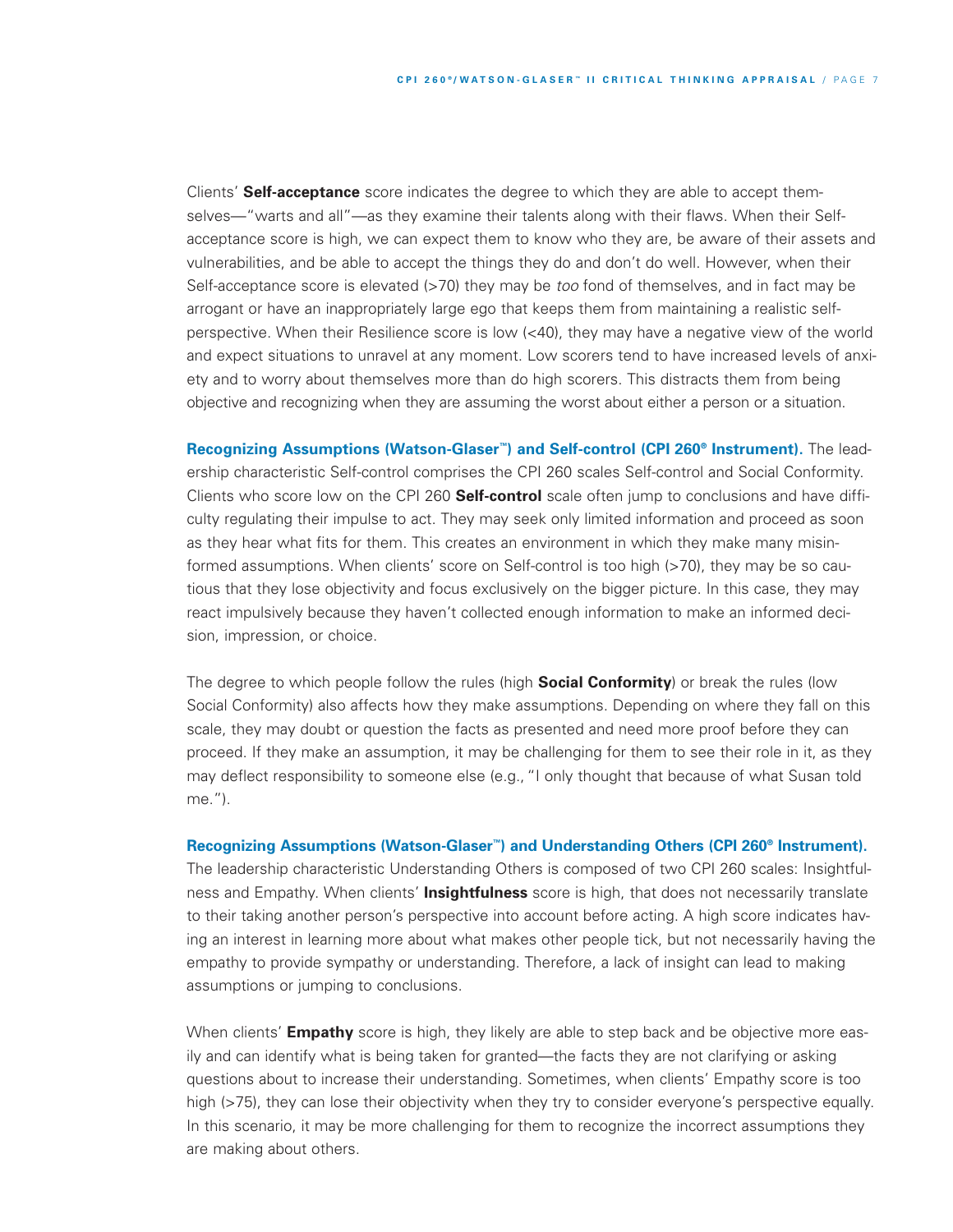Clients' **Self-acceptance** score indicates the degree to which they are able to accept themselves—"warts and all"—as they examine their talents along with their flaws. When their Self-acceptance score is high, we can expect them to know who they are, be aware of their assets and vulnerabilities, and be able to accept the things they do and don't do well. However, when their Self-acceptance score is elevated (>70) they may be *too* fond of themselves, and in fact may be arrogant or have an inappropriately large ego that keeps them from maintaining a realistic self-perspective. When their Resilience score is low (<40), they may have a negative view of the world and expect situations to unravel at any moment. Low scorers tend to have increased levels of anxiety and to worry about themselves more than do high scorers. This distracts them from being objective and recognizing when they are assuming the worst about either a person or a situation.

**Recognizing Assumptions (Watson-Glaser™) and Self-control (CPI 260® Instrument).** The leadership characteristic Self-control comprises the CPI 260 scales Self-control and Social Conformity. Clients who score low on the CPI 260 **Self-control** scale often jump to conclusions and have difficulty regulating their impulse to act. They may seek only limited information and proceed as soon as they hear what fits for them. This creates an environment in which they make many misinformed assumptions. When clients' score on Self-control is too high (>70), they may be so cautious that they lose objectivity and focus exclusively on the bigger picture. In this case, they may react impulsively because they haven't collected enough information to make an informed decision, impression, or choice.

The degree to which people follow the rules (high **Social Conformity**) or break the rules (low Social Conformity) also affects how they make assumptions. Depending on where they fall on this scale, they may doubt or question the facts as presented and need more proof before they can proceed. If they make an assumption, it may be challenging for them to see their role in it, as they may deflect responsibility to someone else (e.g., "I only thought that because of what Susan told me.").

**Recognizing Assumptions (Watson-Glaser™) and Understanding Others (CPI 260® Instrument).** The leadership characteristic Understanding Others is composed of two CPI 260 scales: Insightfulness and Empathy. When clients' **Insightfulness** score is high, that does not necessarily translate to their taking another person's perspective into account before acting. A high score indicates having an interest in learning more about what makes other people tick, but not necessarily having the empathy to provide sympathy or understanding. Therefore, a lack of insight can lead to making assumptions or jumping to conclusions.

When clients' **Empathy** score is high, they likely are able to step back and be objective more easily and can identify what is being taken for granted—the facts they are not clarifying or asking questions about to increase their understanding. Sometimes, when clients' Empathy score is too high (>75), they can lose their objectivity when they try to consider everyone's perspective equally. In this scenario, it may be more challenging for them to recognize the incorrect assumptions they are making about others.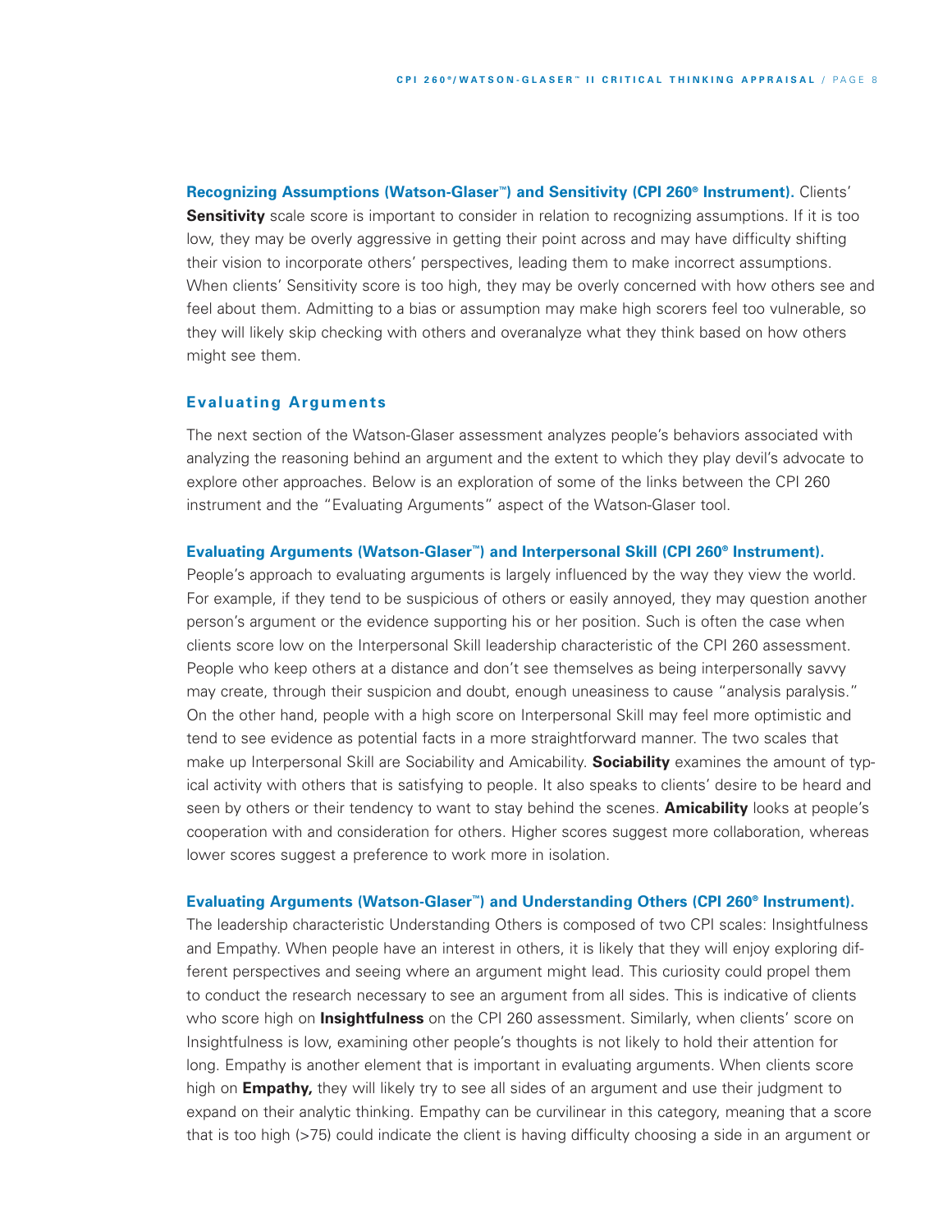**Recognizing Assumptions (Watson-Glaser™) and Sensitivity (CPI 260® Instrument).** Clients' **Sensitivity** scale score is important to consider in relation to recognizing assumptions. If it is too low, they may be overly aggressive in getting their point across and may have difficulty shifting their vision to incorporate others' perspectives, leading them to make incorrect assumptions. When clients' Sensitivity score is too high, they may be overly concerned with how others see and feel about them. Admitting to a bias or assumption may make high scorers feel too vulnerable, so they will likely skip checking with others and overanalyze what they think based on how others might see them.

## Evaluating Arguments

The next section of the Watson-Glaser assessment analyzes people's behaviors associated with analyzing the reasoning behind an argument and the extent to which they play devil's advocate to explore other approaches. Below is an exploration of some of the links between the CPI 260 instrument and the "Evaluating Arguments" aspect of the Watson-Glaser tool.

**Evaluating Arguments (Watson-Glaser™) and Interpersonal Skill (CPI 260® Instrument).** People's approach to evaluating arguments is largely influenced by the way they view the world. For example, if they tend to be suspicious of others or easily annoyed, they may question another person's argument or the evidence supporting his or her position. Such is often the case when clients score low on the Interpersonal Skill leadership characteristic of the CPI 260 assessment. People who keep others at a distance and don't see themselves as being interpersonally savvy may create, through their suspicion and doubt, enough uneasiness to cause "analysis paralysis." On the other hand, people with a high score on Interpersonal Skill may feel more optimistic and tend to see evidence as potential facts in a more straightforward manner. The two scales that make up Interpersonal Skill are Sociability and Amicability. **Sociability** examines the amount of typical activity with others that is satisfying to people. It also speaks to clients' desire to be heard and seen by others or their tendency to want to stay behind the scenes. **Amicability** looks at people's cooperation with and consideration for others. Higher scores suggest more collaboration, whereas lower scores suggest a preference to work more in isolation.

**Evaluating Arguments (Watson-Glaser™) and Understanding Others (CPI 260® Instrument).** The leadership characteristic Understanding Others is composed of two CPI scales: Insightfulness and Empathy. When people have an interest in others, it is likely that they will enjoy exploring different perspectives and seeing where an argument might lead. This curiosity could propel them to conduct the research necessary to see an argument from all sides. This is indicative of clients who score high on **Insightfulness** on the CPI 260 assessment. Similarly, when clients' score on Insightfulness is low, examining other people's thoughts is not likely to hold their attention for long. Empathy is another element that is important in evaluating arguments. When clients score high on **Empathy,** they will likely try to see all sides of an argument and use their judgment to expand on their analytic thinking. Empathy can be curvilinear in this category, meaning that a score that is too high (>75) could indicate the client is having difficulty choosing a side in an argument or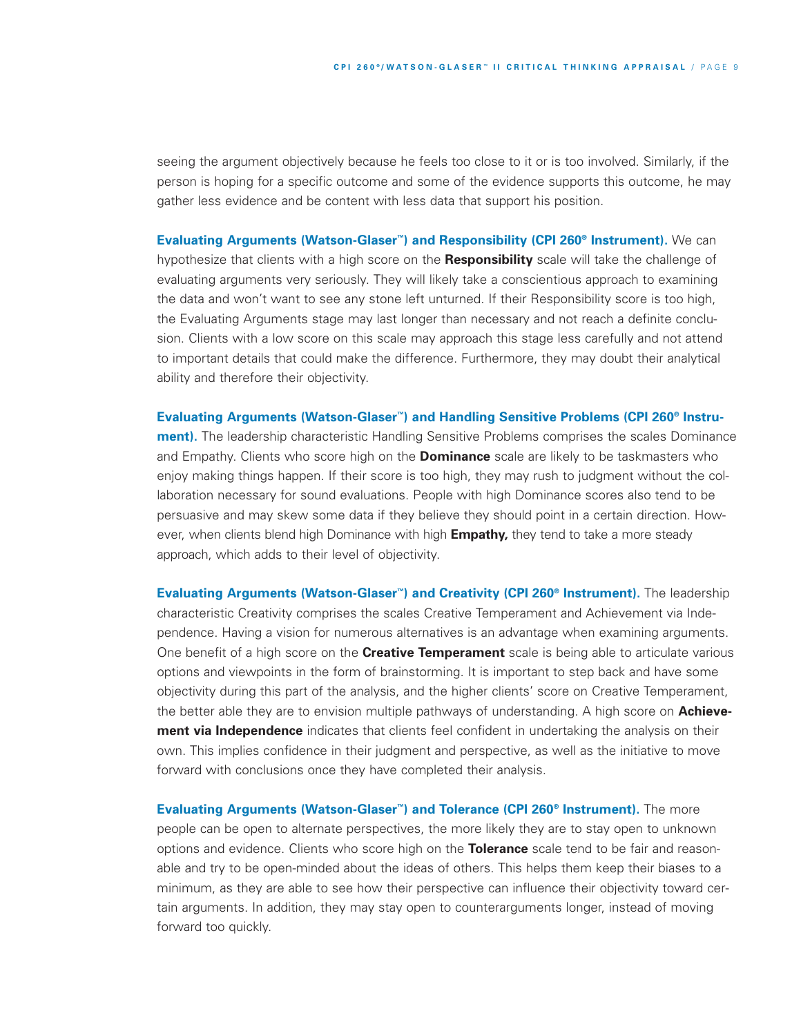seeing the argument objectively because he feels too close to it or is too involved. Similarly, if the person is hoping for a specific outcome and some of the evidence supports this outcome, he may gather less evidence and be content with less data that support his position.

**Evaluating Arguments (Watson-Glaser™) and Responsibility (CPI 260® Instrument).** We can hypothesize that clients with a high score on the **Responsibility** scale will take the challenge of evaluating arguments very seriously. They will likely take a conscientious approach to examining the data and won't want to see any stone left unturned. If their Responsibility score is too high, the Evaluating Arguments stage may last longer than necessary and not reach a definite conclusion. Clients with a low score on this scale may approach this stage less carefully and not attend to important details that could make the difference. Furthermore, they may doubt their analytical ability and therefore their objectivity.

**Evaluating Arguments (Watson-Glaser™) and Handling Sensitive Problems (CPI 260® Instrument).** The leadership characteristic Handling Sensitive Problems comprises the scales Dominance and Empathy. Clients who score high on the **Dominance** scale are likely to be taskmasters who enjoy making things happen. If their score is too high, they may rush to judgment without the collaboration necessary for sound evaluations. People with high Dominance scores also tend to be persuasive and may skew some data if they believe they should point in a certain direction. However, when clients blend high Dominance with high **Empathy,** they tend to take a more steady approach, which adds to their level of objectivity.

**Evaluating Arguments (Watson-Glaser™) and Creativity (CPI 260® Instrument).** The leadership characteristic Creativity comprises the scales Creative Temperament and Achievement via Independence. Having a vision for numerous alternatives is an advantage when examining arguments. One benefit of a high score on the **Creative Temperament** scale is being able to articulate various options and viewpoints in the form of brainstorming. It is important to step back and have some objectivity during this part of the analysis, and the higher clients' score on Creative Temperament, the better able they are to envision multiple pathways of understanding. A high score on **Achievement via Independence** indicates that clients feel confident in undertaking the analysis on their own. This implies confidence in their judgment and perspective, as well as the initiative to move forward with conclusions once they have completed their analysis.

**Evaluating Arguments (Watson-Glaser™) and Tolerance (CPI 260® Instrument).** The more people can be open to alternate perspectives, the more likely they are to stay open to unknown options and evidence. Clients who score high on the **Tolerance** scale tend to be fair and reasonable and try to be open-minded about the ideas of others. This helps them keep their biases to a minimum, as they are able to see how their perspective can influence their objectivity toward certain arguments. In addition, they may stay open to counterarguments longer, instead of moving forward too quickly.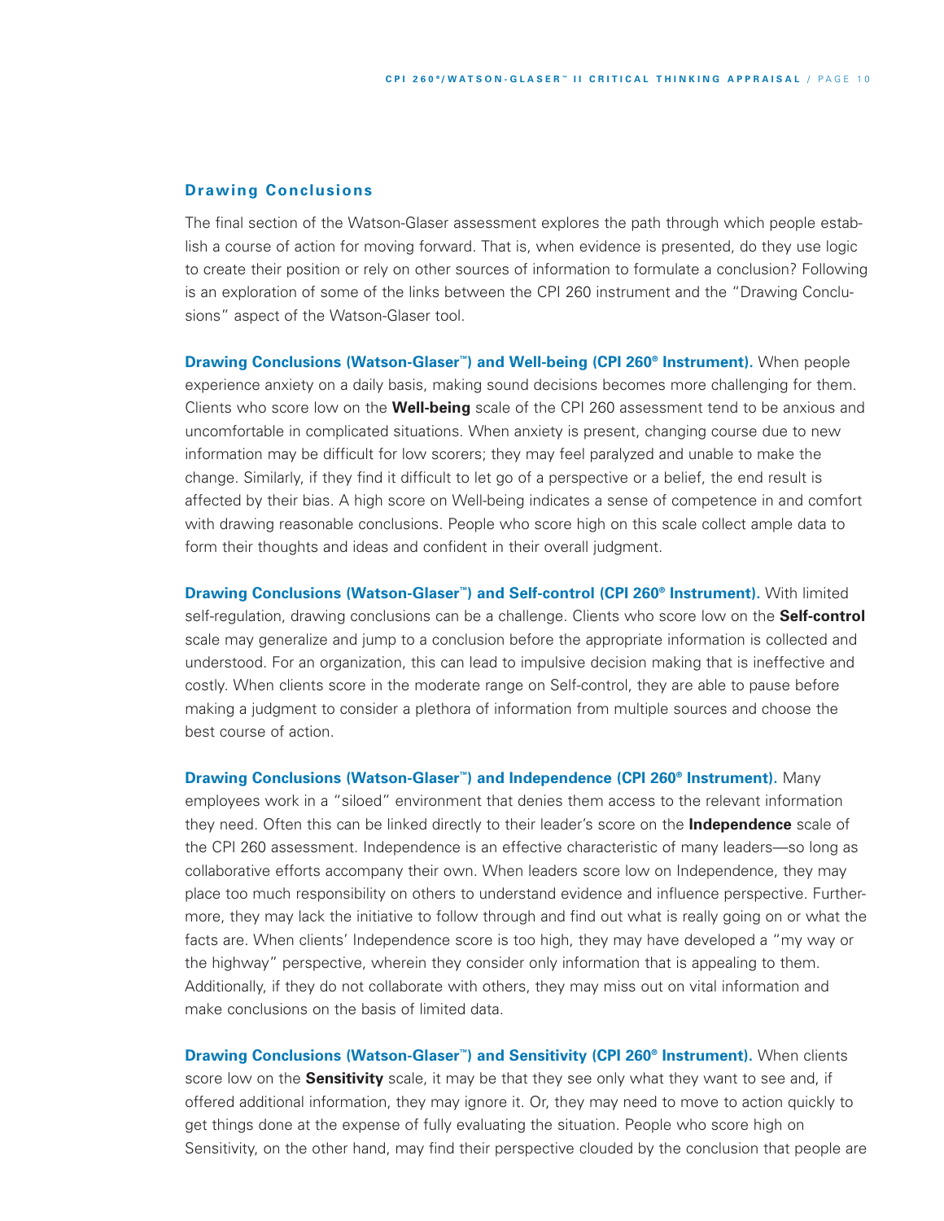## Drawing Conclusions

The final section of the Watson-Glaser assessment explores the path through which people establish a course of action for moving forward. That is, when evidence is presented, do they use logic to create their position or rely on other sources of information to formulate a conclusion? Following is an exploration of some of the links between the CPI 260 instrument and the "Drawing Conclusions" aspect of the Watson-Glaser tool.

**Drawing Conclusions (Watson-Glaser™) and Well-being (CPI 260® Instrument).** When people experience anxiety on a daily basis, making sound decisions becomes more challenging for them. Clients who score low on the **Well-being** scale of the CPI 260 assessment tend to be anxious and uncomfortable in complicated situations. When anxiety is present, changing course due to new information may be difficult for low scorers; they may feel paralyzed and unable to make the change. Similarly, if they find it difficult to let go of a perspective or a belief, the end result is affected by their bias. A high score on Well-being indicates a sense of competence in and comfort with drawing reasonable conclusions. People who score high on this scale collect ample data to form their thoughts and ideas and confident in their overall judgment.

**Drawing Conclusions (Watson-Glaser™) and Self-control (CPI 260® Instrument).** With limited self-regulation, drawing conclusions can be a challenge. Clients who score low on the **Self-control** scale may generalize and jump to a conclusion before the appropriate information is collected and understood. For an organization, this can lead to impulsive decision making that is ineffective and costly. When clients score in the moderate range on Self-control, they are able to pause before making a judgment to consider a plethora of information from multiple sources and choose the best course of action.

**Drawing Conclusions (Watson-Glaser™) and Independence (CPI 260® Instrument).** Many employees work in a "siloed" environment that denies them access to the relevant information they need. Often this can be linked directly to their leader's score on the **Independence** scale of the CPI 260 assessment. Independence is an effective characteristic of many leaders—so long as collaborative efforts accompany their own. When leaders score low on Independence, they may place too much responsibility on others to understand evidence and influence perspective. Furthermore, they may lack the initiative to follow through and find out what is really going on or what the facts are. When clients' Independence score is too high, they may have developed a "my way or the highway" perspective, wherein they consider only information that is appealing to them. Additionally, if they do not collaborate with others, they may miss out on vital information and make conclusions on the basis of limited data.

**Drawing Conclusions (Watson-Glaser™) and Sensitivity (CPI 260® Instrument).** When clients score low on the **Sensitivity** scale, it may be that they see only what they want to see and, if offered additional information, they may ignore it. Or, they may need to move to action quickly to get things done at the expense of fully evaluating the situation. People who score high on Sensitivity, on the other hand, may find their perspective clouded by the conclusion that people are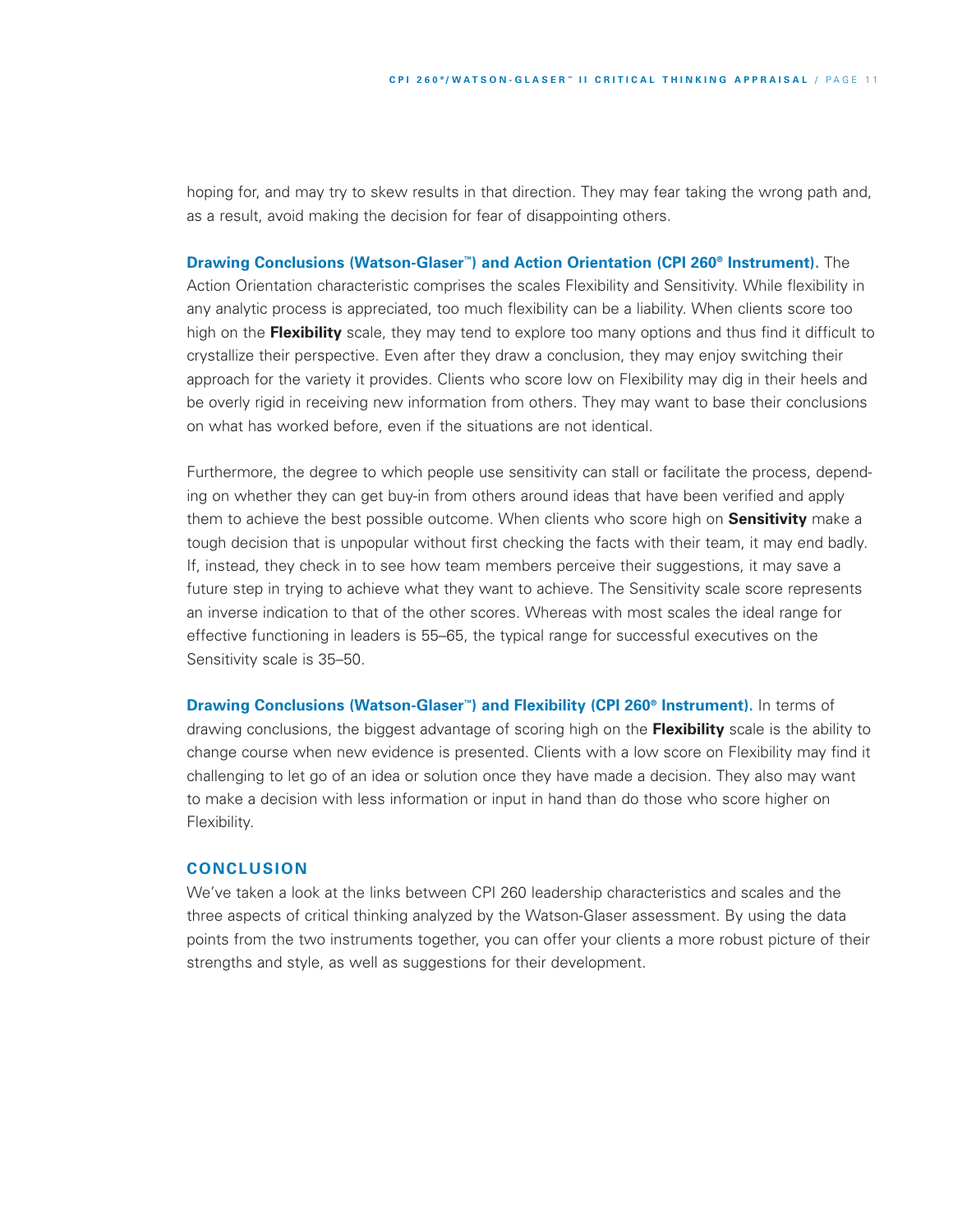hoping for, and may try to skew results in that direction. They may fear taking the wrong path and, as a result, avoid making the decision for fear of disappointing others.

**Drawing Conclusions (Watson-Glaser™) and Action Orientation (CPI 260® Instrument).** The Action Orientation characteristic comprises the scales Flexibility and Sensitivity. While flexibility in any analytic process is appreciated, too much flexibility can be a liability. When clients score too high on the **Flexibility** scale, they may tend to explore too many options and thus find it difficult to crystallize their perspective. Even after they draw a conclusion, they may enjoy switching their approach for the variety it provides. Clients who score low on Flexibility may dig in their heels and be overly rigid in receiving new information from others. They may want to base their conclusions on what has worked before, even if the situations are not identical.

Furthermore, the degree to which people use sensitivity can stall or facilitate the process, depending on whether they can get buy-in from others around ideas that have been verified and apply them to achieve the best possible outcome. When clients who score high on **Sensitivity** make a tough decision that is unpopular without first checking the facts with their team, it may end badly. If, instead, they check in to see how team members perceive their suggestions, it may save a future step in trying to achieve what they want to achieve. The Sensitivity scale score represents an inverse indication to that of the other scores. Whereas with most scales the ideal range for effective functioning in leaders is 55–65, the typical range for successful executives on the Sensitivity scale is 35–50.

**Drawing Conclusions (Watson-Glaser™) and Flexibility (CPI 260® Instrument).** In terms of drawing conclusions, the biggest advantage of scoring high on the **Flexibility** scale is the ability to change course when new evidence is presented. Clients with a low score on Flexibility may find it challenging to let go of an idea or solution once they have made a decision. They also may want to make a decision with less information or input in hand than do those who score higher on Flexibility.

## CONCLUSION

We've taken a look at the links between CPI 260 leadership characteristics and scales and the three aspects of critical thinking analyzed by the Watson-Glaser assessment. By using the data points from the two instruments together, you can offer your clients a more robust picture of their strengths and style, as well as suggestions for their development.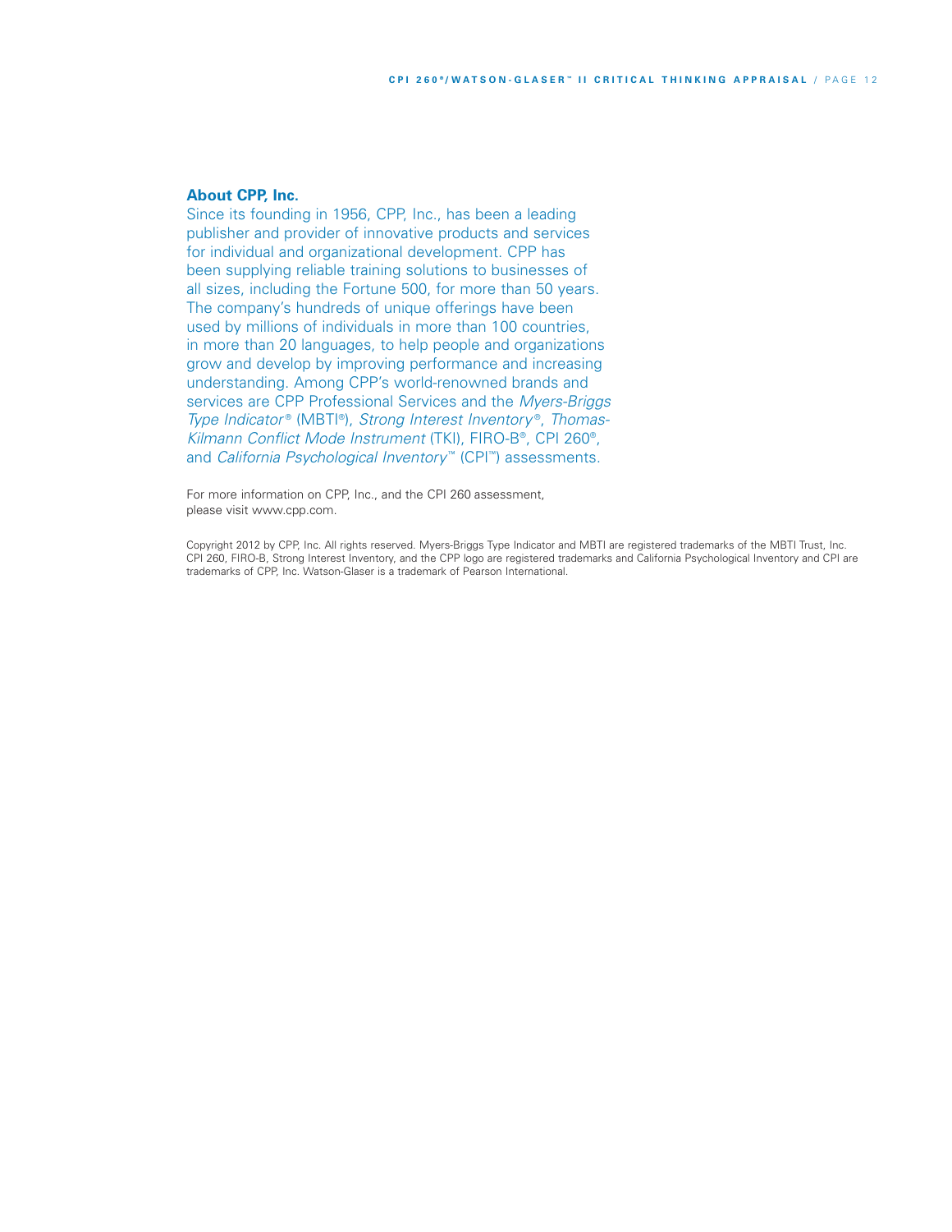## About CPP, Inc.

Since its founding in 1956, CPP, Inc., has been a leading publisher and provider of innovative products and services for individual and organizational development. CPP has been supplying reliable training solutions to businesses of all sizes, including the Fortune 500, for more than 50 years. The company's hundreds of unique offerings have been used by millions of individuals in more than 100 countries, in more than 20 languages, to help people and organizations grow and develop by improving performance and increasing understanding. Among CPP's world-renowned brands and services are CPP Professional Services and the *Myers-Briggs Type Indicator*® (MBTI®), *Strong Interest Inventory*®, *Thomas-Kilmann Conflict Mode Instrument* (TKI), FIRO-B®, CPI 260®, and *California Psychological Inventory*™ (CPI™) assessments.

For more information on CPP, Inc., and the CPI 260 assessment, please visit www.cpp.com.

Copyright 2012 by CPP, Inc. All rights reserved. Myers-Briggs Type Indicator and MBTI are registered trademarks of the MBTI Trust, Inc. CPI 260, FIRO-B, Strong Interest Inventory, and the CPP logo are registered trademarks and California Psychological Inventory and CPI are trademarks of CPP, Inc. Watson-Glaser is a trademark of Pearson International.